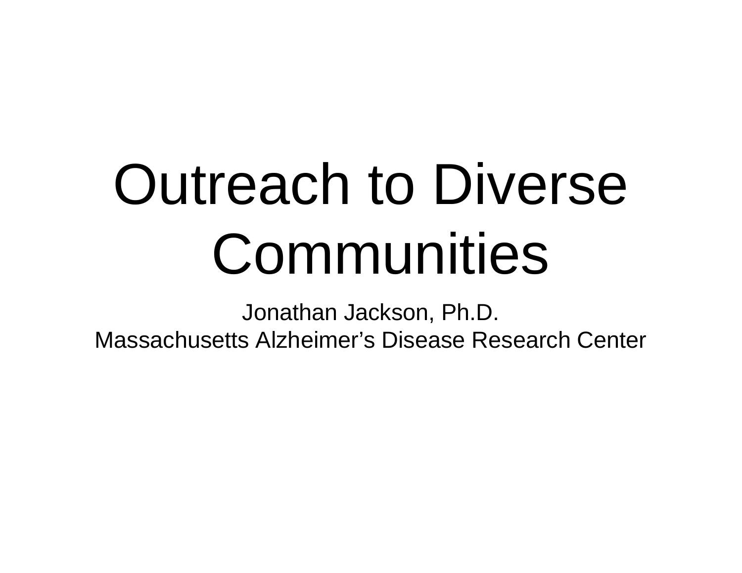# Outreach to Diverse Communities

Jonathan Jackson, Ph.D.
Massachusetts Alzheimer's Disease Research Center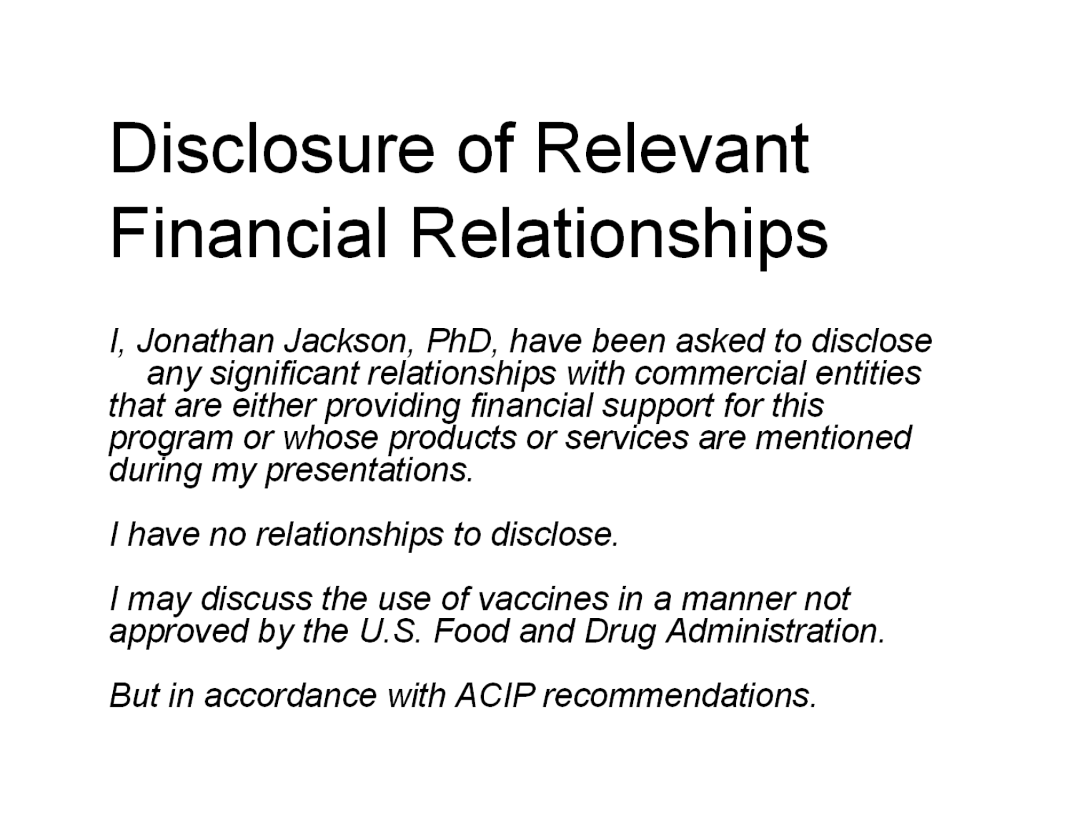# Disclosure of Relevant Financial Relationships

*I, Jonathan Jackson, PhD, have been asked to disclose any significant relationships with commercial entities that are either providing financial support for this program or whose products or services are mentioned during my presentations.*

*I have no relationships to disclose.*

*I may discuss the use of vaccines in a manner not approved by the U.S. Food and Drug Administration.*

*But in accordance with ACIP recommendations.*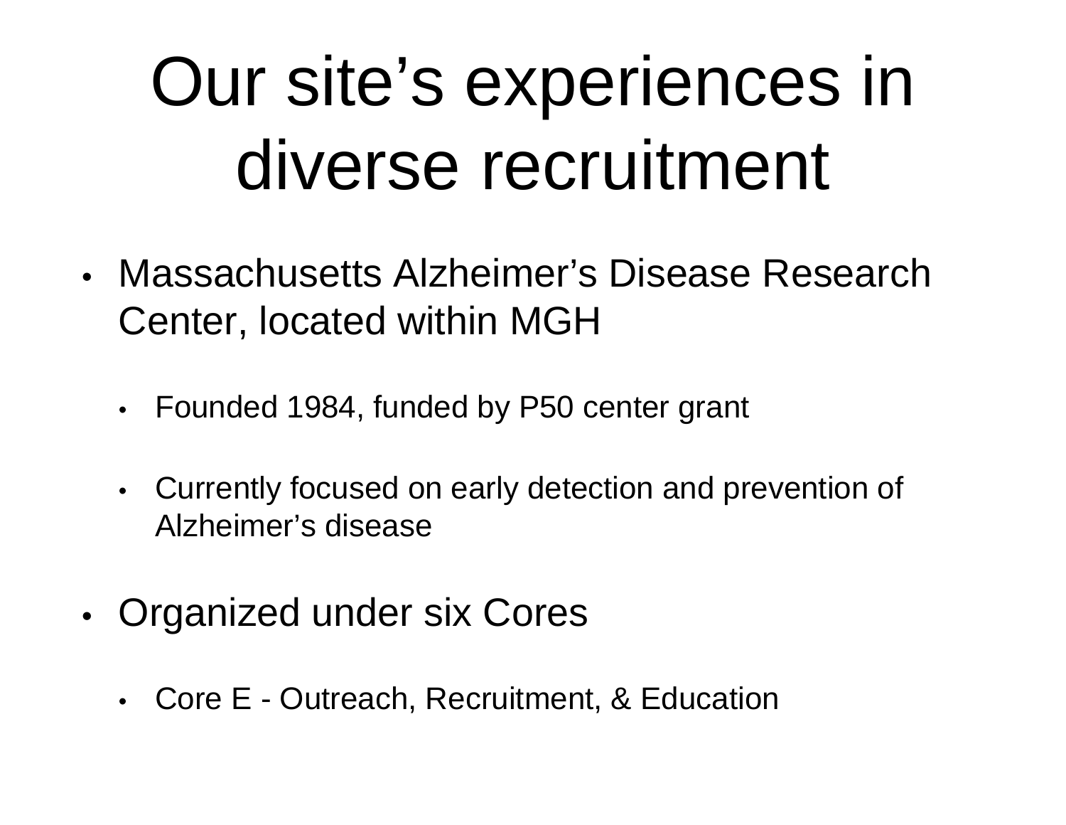# Our site's experiences in diverse recruitment

- Massachusetts Alzheimer's Disease Research Center, located within MGH
  - Founded 1984, funded by P50 center grant
  - Currently focused on early detection and prevention of Alzheimer's disease
- Organized under six Cores
  - Core E - Outreach, Recruitment, & Education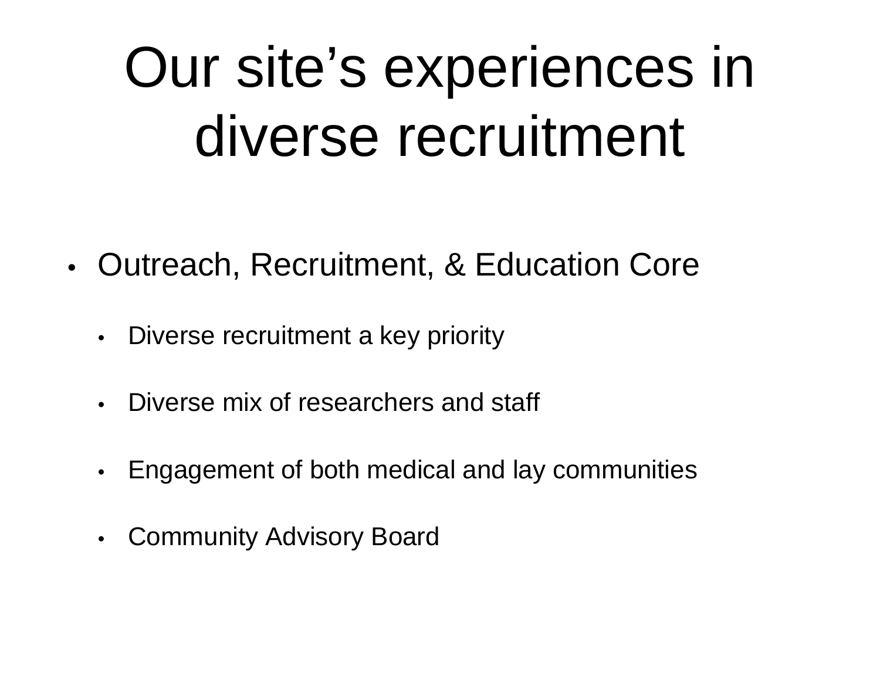# Our site's experiences in diverse recruitment

- Outreach, Recruitment, & Education Core
  - Diverse recruitment a key priority
  - Diverse mix of researchers and staff
  - Engagement of both medical and lay communities
  - Community Advisory Board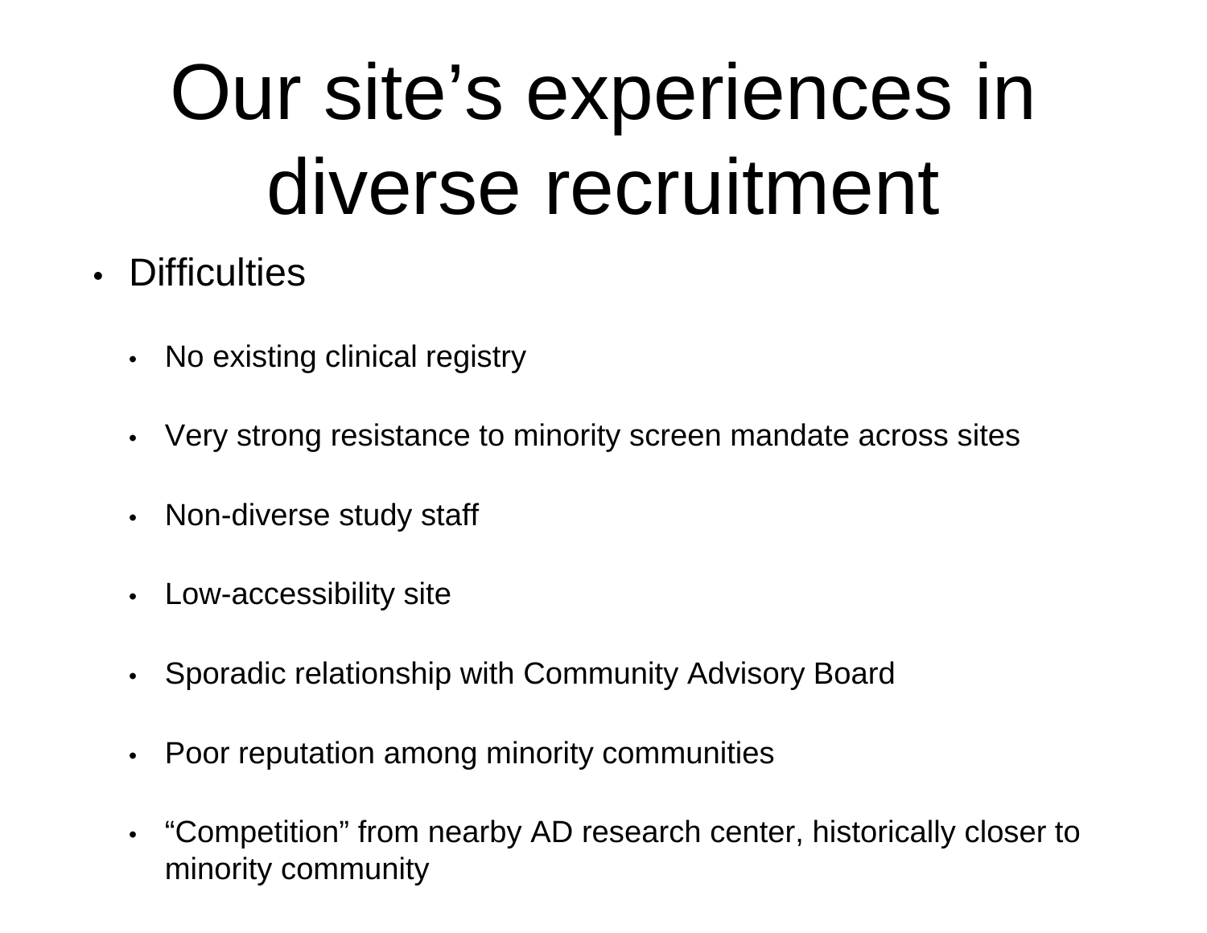# Our site’s experiences in diverse recruitment

- Difficulties
  - No existing clinical registry
  - Very strong resistance to minority screen mandate across sites
  - Non-diverse study staff
  - Low-accessibility site
  - Sporadic relationship with Community Advisory Board
  - Poor reputation among minority communities
  - “Competition” from nearby AD research center, historically closer to minority community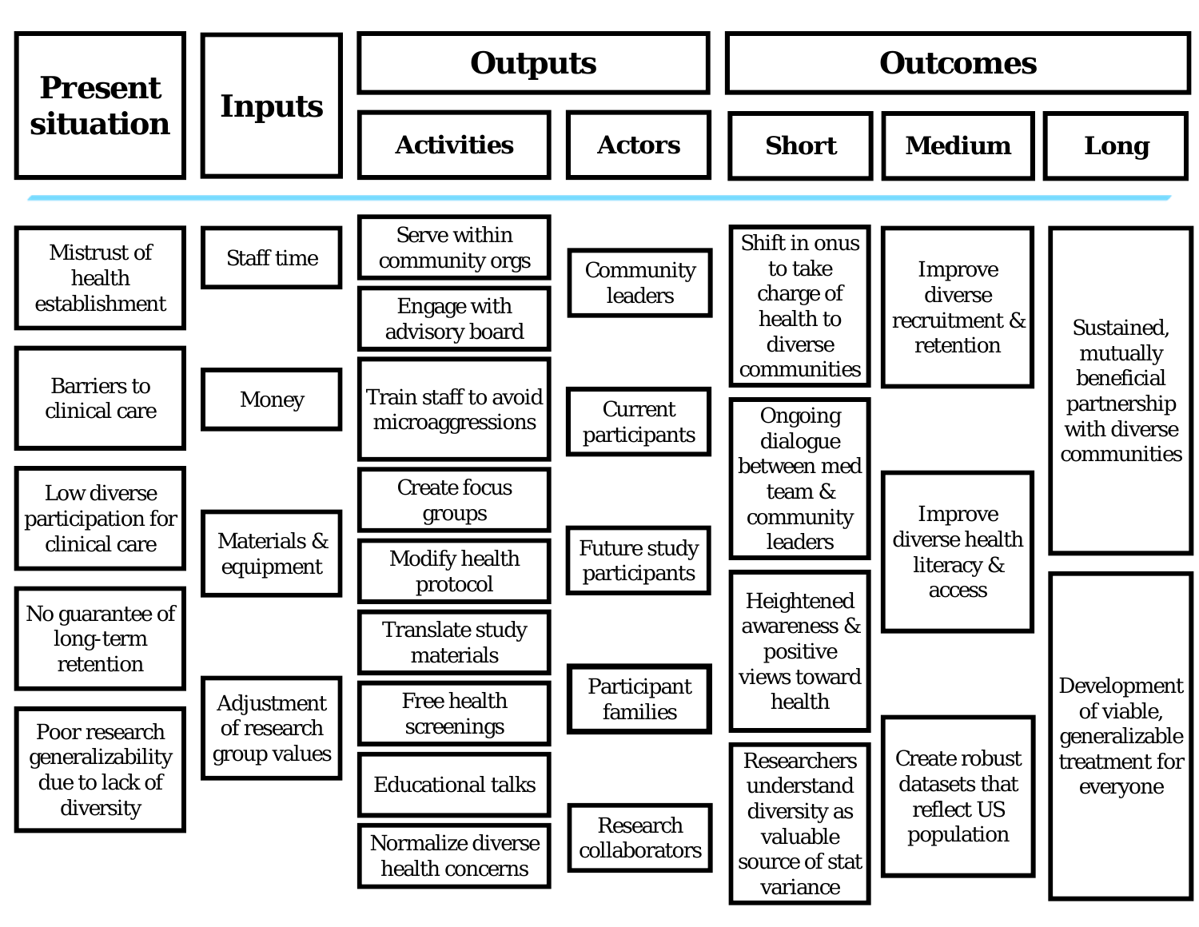| Present situation | Inputs | Outputs | | Outcomes | | |
|---|---|---|---|---|---|---|
| | | Activities | Actors | Short | Medium | Long |
| Mistrust of health establishment | Staff time | Serve within community orgs | Community leaders | Shift in onus to take charge of health to diverse communities | Improve diverse recruitment & retention | Sustained, mutually beneficial partnership with diverse communities |
| Barriers to clinical care | Money | Engage with advisory board | Current participants | Ongoing dialogue between med team & community leaders | Improve diverse health literacy & access | Development of viable, generalizable treatment for everyone |
| Low diverse participation for clinical care | Materials & equipment | Train staff to avoid microaggressions | Future study participants | Heightened awareness & positive views toward health | Create robust datasets that reflect US population | |
| No guarantee of long-term retention | Adjustment of research group values | Create focus groups | Participant families | Researchers understand diversity as valuable source of stat variance | | |
| Poor research generalizability due to lack of diversity | | Modify health protocol | Research collaborators | | | |
| | | Translate study materials | | | | |
| | | Free health screenings | | | | |
| | | Educational talks | | | | |
| | | Normalize diverse health concerns | | | | |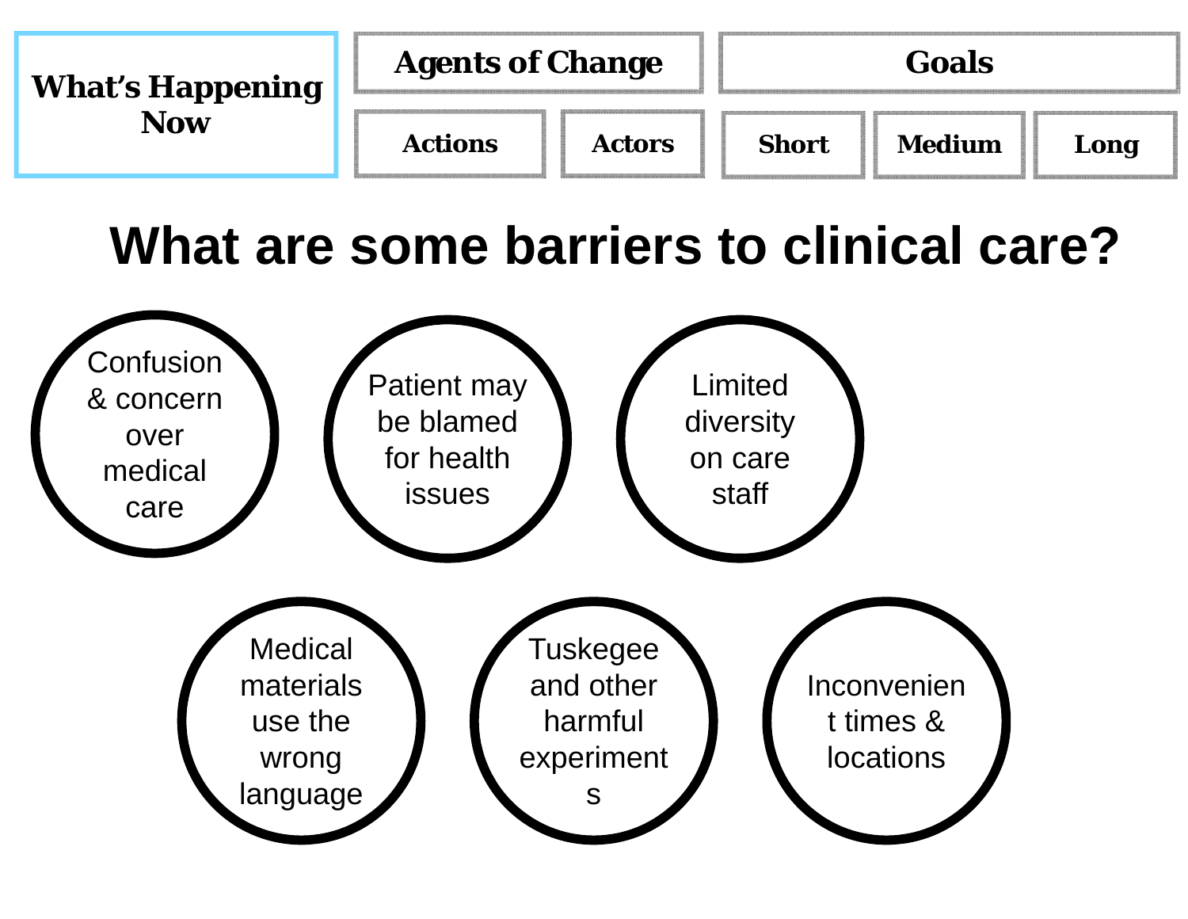What's Happening Now | Agents of Change | | Goals | | 
--- | --- | --- | --- | --- | ---
 | Actions | Actors | Short | Medium | Long

# What are some barriers to clinical care?

- Confusion & concern over medical care
- Patient may be blamed for health issues
- Limited diversity on care staff
- Medical materials use the wrong language
- Tuskegee and other harmful experiments
- Inconvenient times & locations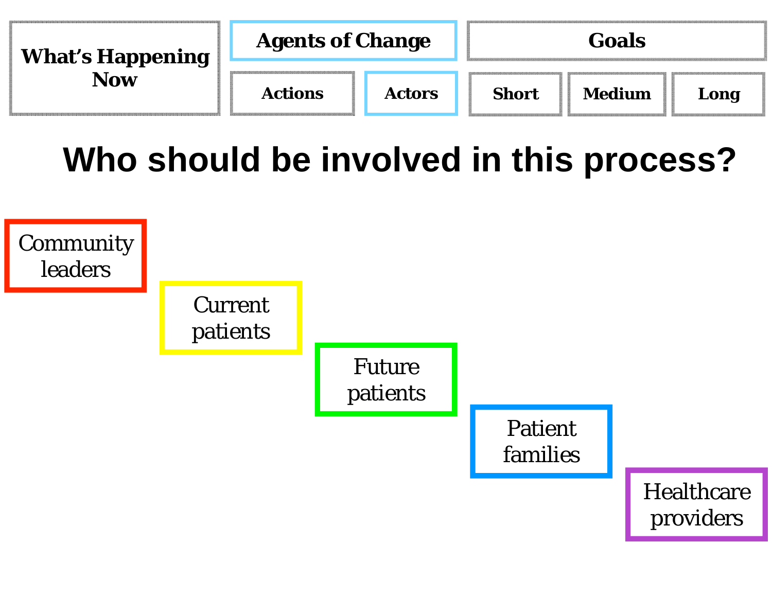| What's Happening Now | Agents of Change | | Goals | | |
|---|---|---|---|---|---|
| | Actions | Actors | Short | Medium | Long |

# Who should be involved in this process?

- Community leaders
- Current patients
- Future patients
- Patient families
- Healthcare providers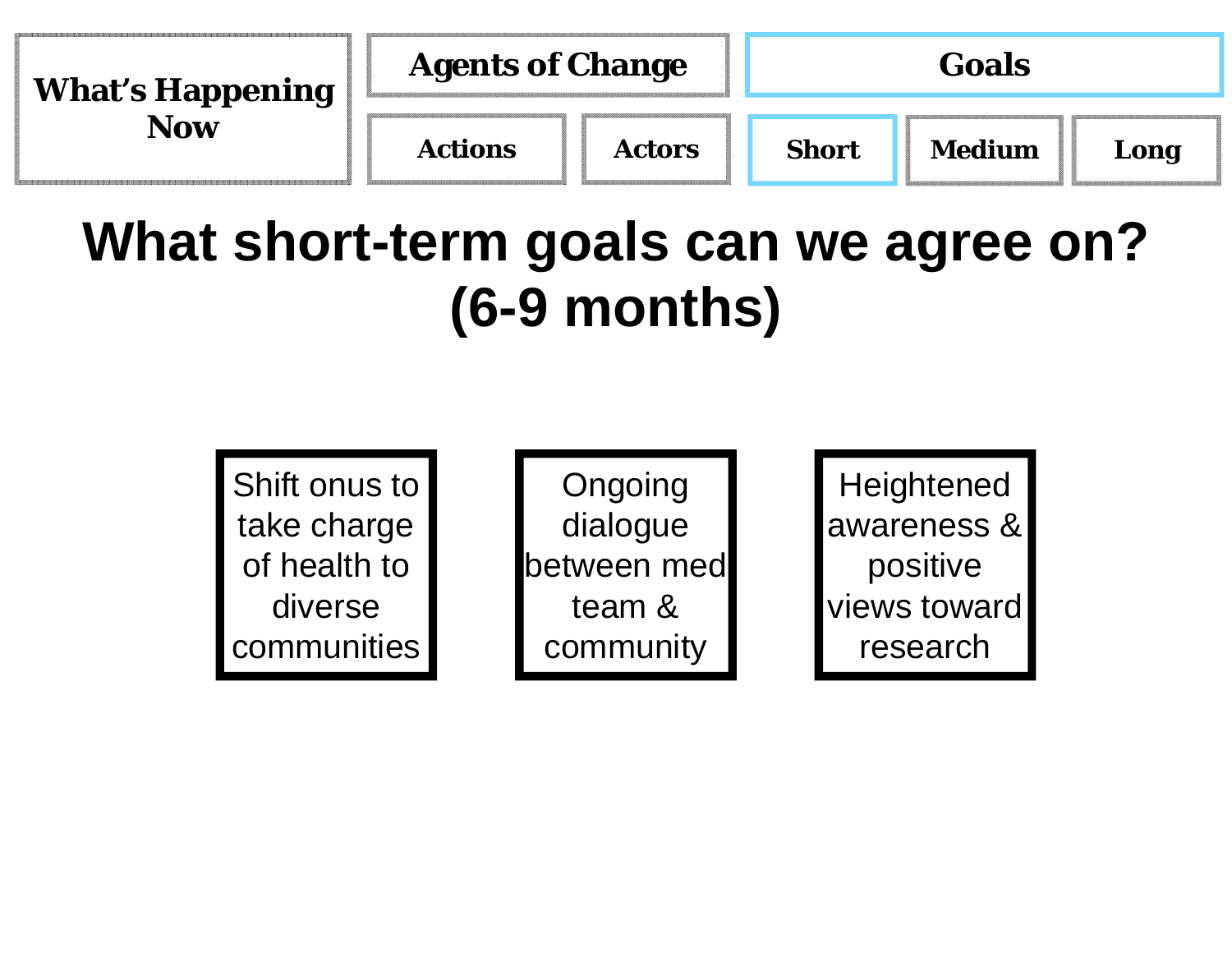What's Happening Now | Agents of Change: Actions, Actors | Goals: Short, Medium, Long

# What short-term goals can we agree on? (6-9 months)

- Shift onus to take charge of health to diverse communities
- Ongoing dialogue between med team & community
- Heightened awareness & positive views toward research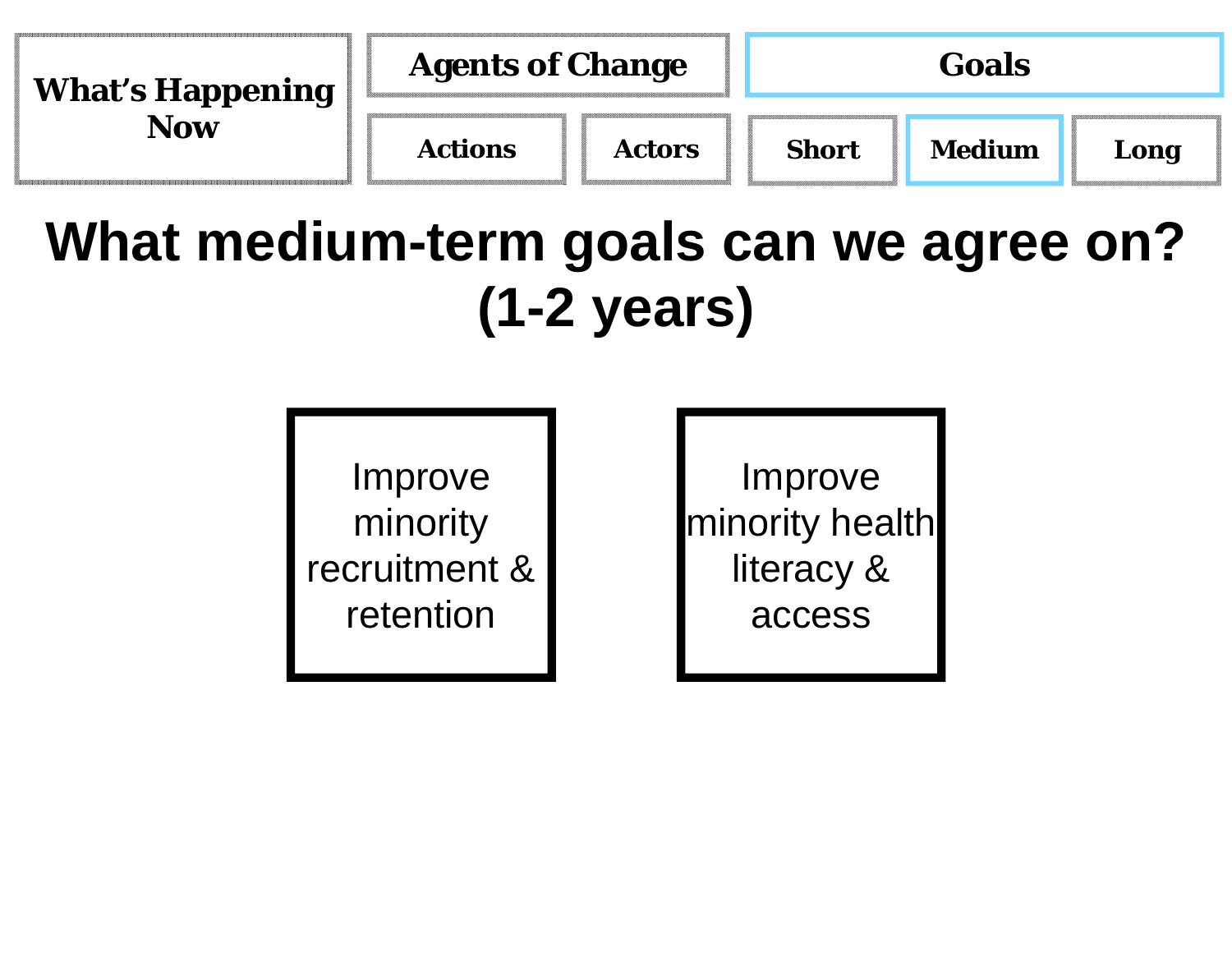| What's Happening Now | Agents of Change | | Goals | | |
|---|---|---|---|---|---|
| | Actions | Actors | Short | Medium | Long |

# What medium-term goals can we agree on? (1-2 years)

- Improve minority recruitment & retention
- Improve minority health literacy & access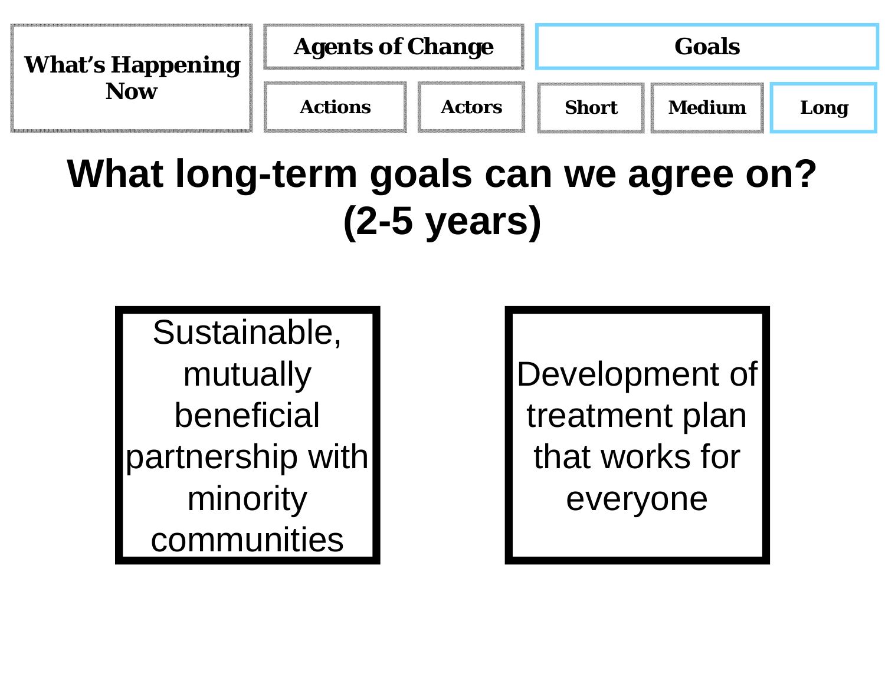| What's Happening Now | Agents of Change | | Goals | | |
|---|---|---|---|---|---|
| | Actions | Actors | Short | Medium | Long |

# What long-term goals can we agree on? (2-5 years)

- Sustainable, mutually beneficial partnership with minority communities
- Development of treatment plan that works for everyone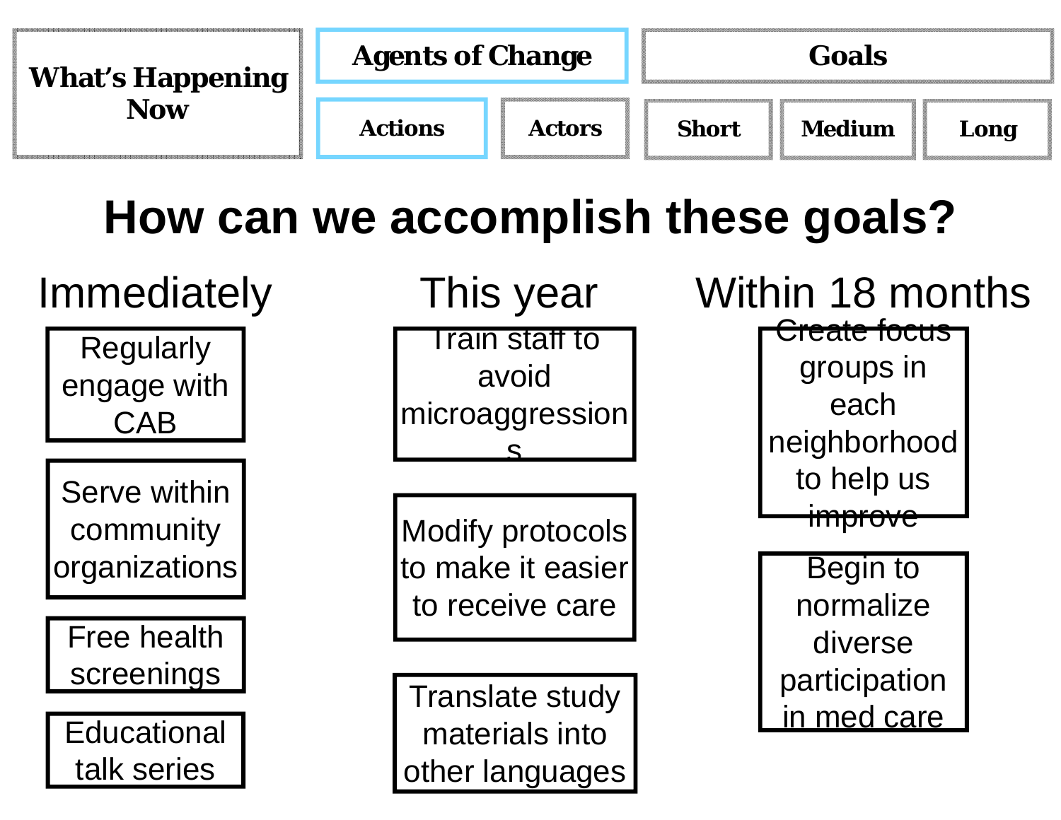| What's Happening Now | Agents of Change | | Goals | | |
|---|---|---|---|---|---|
| | Actions | Actors | Short | Medium | Long |

# How can we accomplish these goals?

| Immediately | This year | Within 18 months |
|---|---|---|
| Regularly engage with CAB | Train staff to avoid microaggressions | Create focus groups in each neighborhood to help us improve |
| Serve within community organizations | Modify protocols to make it easier to receive care | Begin to normalize diverse participation in med care |
| Free health screenings | Translate study materials into other languages | |
| Educational talk series | | |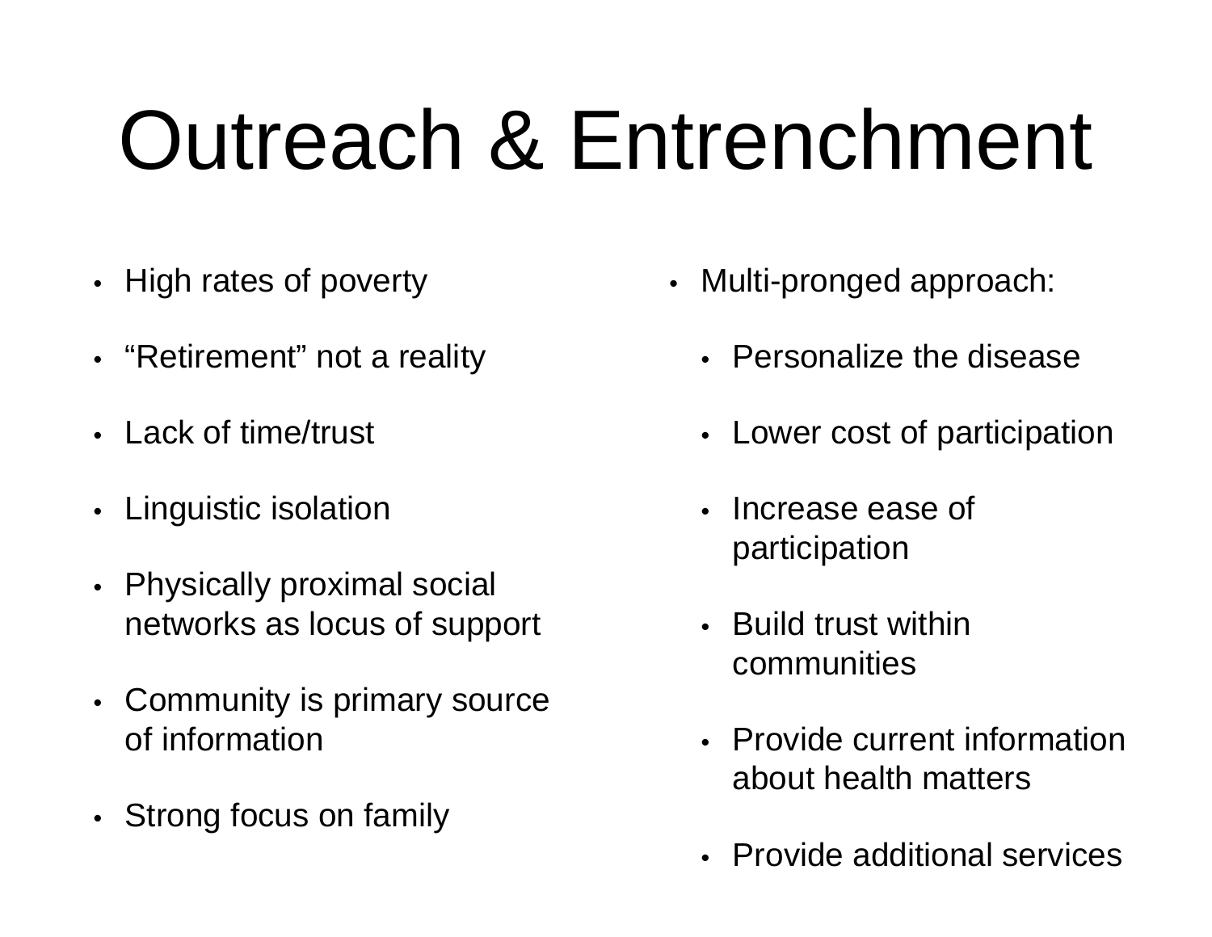# Outreach & Entrenchment

- High rates of poverty
- "Retirement" not a reality
- Lack of time/trust
- Linguistic isolation
- Physically proximal social networks as locus of support
- Community is primary source of information
- Strong focus on family

- Multi-pronged approach:
  - Personalize the disease
  - Lower cost of participation
  - Increase ease of participation
  - Build trust within communities
  - Provide current information about health matters
  - Provide additional services